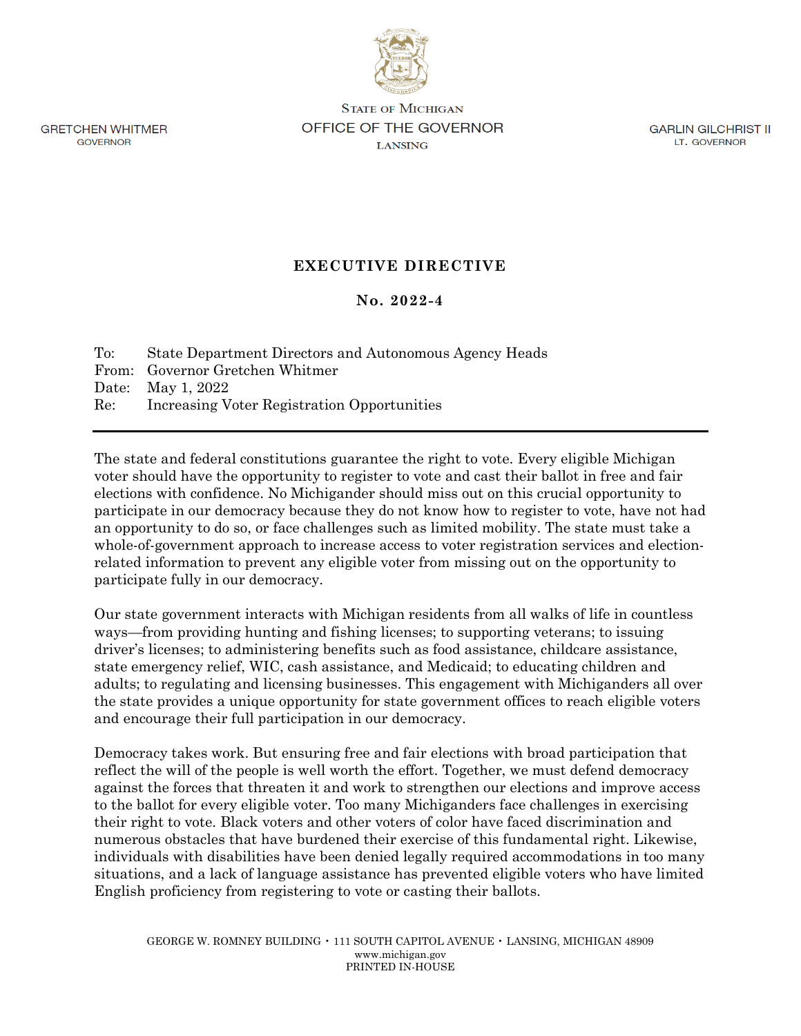GRETCHEN WHITMER
GOVERNOR

STATE OF MICHIGAN
OFFICE OF THE GOVERNOR
LANSING

GARLIN GILCHRIST II
LT. GOVERNOR

# EXECUTIVE DIRECTIVE

## No. 2022-4

To: State Department Directors and Autonomous Agency Heads
From: Governor Gretchen Whitmer
Date: May 1, 2022
Re: Increasing Voter Registration Opportunities

---

The state and federal constitutions guarantee the right to vote. Every eligible Michigan voter should have the opportunity to register to vote and cast their ballot in free and fair elections with confidence. No Michigander should miss out on this crucial opportunity to participate in our democracy because they do not know how to register to vote, have not had an opportunity to do so, or face challenges such as limited mobility. The state must take a whole-of-government approach to increase access to voter registration services and election-related information to prevent any eligible voter from missing out on the opportunity to participate fully in our democracy.

Our state government interacts with Michigan residents from all walks of life in countless ways—from providing hunting and fishing licenses; to supporting veterans; to issuing driver's licenses; to administering benefits such as food assistance, childcare assistance, state emergency relief, WIC, cash assistance, and Medicaid; to educating children and adults; to regulating and licensing businesses. This engagement with Michiganders all over the state provides a unique opportunity for state government offices to reach eligible voters and encourage their full participation in our democracy.

Democracy takes work. But ensuring free and fair elections with broad participation that reflect the will of the people is well worth the effort. Together, we must defend democracy against the forces that threaten it and work to strengthen our elections and improve access to the ballot for every eligible voter. Too many Michiganders face challenges in exercising their right to vote. Black voters and other voters of color have faced discrimination and numerous obstacles that have burdened their exercise of this fundamental right. Likewise, individuals with disabilities have been denied legally required accommodations in too many situations, and a lack of language assistance has prevented eligible voters who have limited English proficiency from registering to vote or casting their ballots.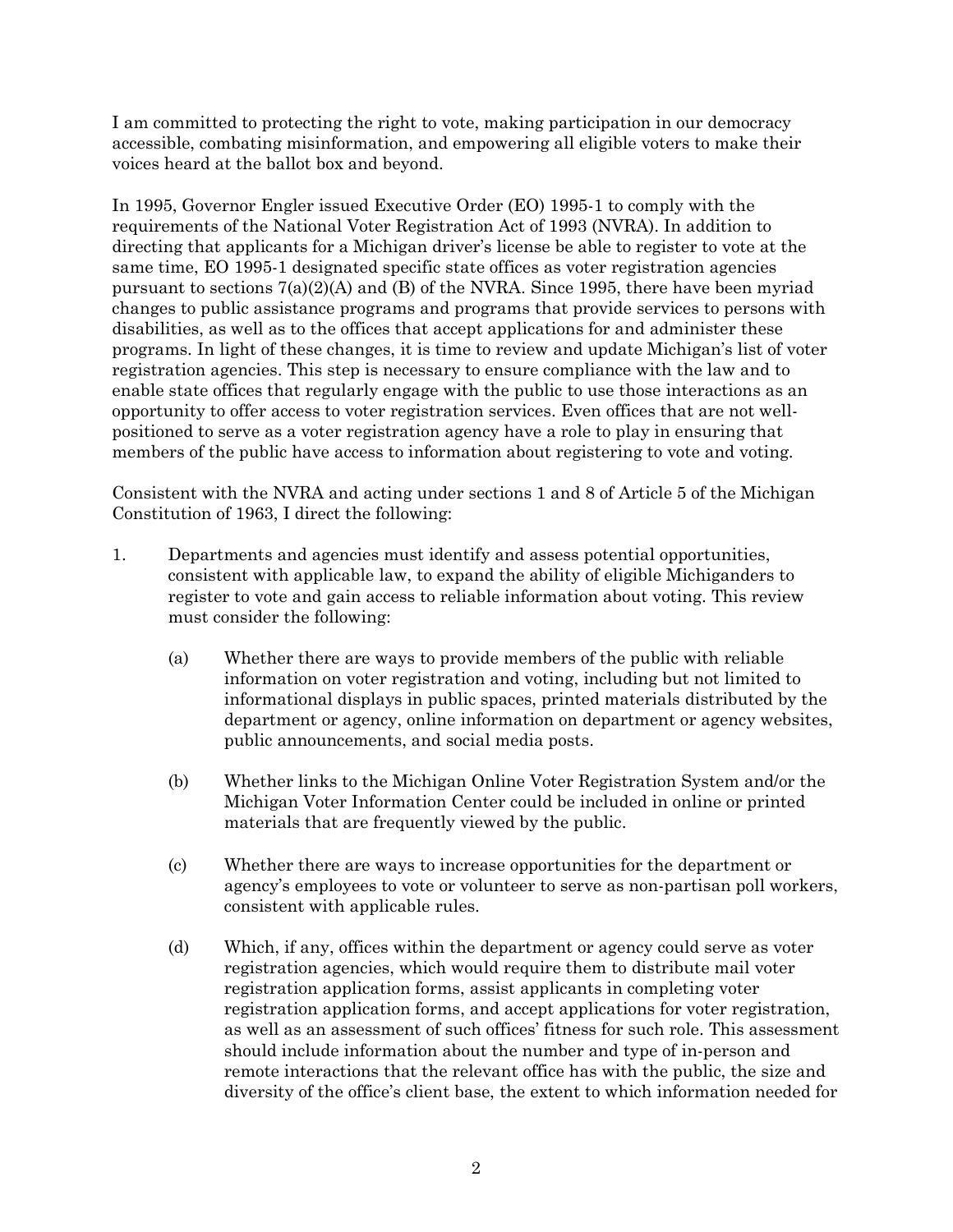I am committed to protecting the right to vote, making participation in our democracy accessible, combating misinformation, and empowering all eligible voters to make their voices heard at the ballot box and beyond.

In 1995, Governor Engler issued Executive Order (EO) 1995-1 to comply with the requirements of the National Voter Registration Act of 1993 (NVRA). In addition to directing that applicants for a Michigan driver's license be able to register to vote at the same time, EO 1995-1 designated specific state offices as voter registration agencies pursuant to sections 7(a)(2)(A) and (B) of the NVRA. Since 1995, there have been myriad changes to public assistance programs and programs that provide services to persons with disabilities, as well as to the offices that accept applications for and administer these programs. In light of these changes, it is time to review and update Michigan's list of voter registration agencies. This step is necessary to ensure compliance with the law and to enable state offices that regularly engage with the public to use those interactions as an opportunity to offer access to voter registration services. Even offices that are not well-positioned to serve as a voter registration agency have a role to play in ensuring that members of the public have access to information about registering to vote and voting.

Consistent with the NVRA and acting under sections 1 and 8 of Article 5 of the Michigan Constitution of 1963, I direct the following:

1. Departments and agencies must identify and assess potential opportunities, consistent with applicable law, to expand the ability of eligible Michiganders to register to vote and gain access to reliable information about voting. This review must consider the following:

   (a) Whether there are ways to provide members of the public with reliable information on voter registration and voting, including but not limited to informational displays in public spaces, printed materials distributed by the department or agency, online information on department or agency websites, public announcements, and social media posts.

   (b) Whether links to the Michigan Online Voter Registration System and/or the Michigan Voter Information Center could be included in online or printed materials that are frequently viewed by the public.

   (c) Whether there are ways to increase opportunities for the department or agency's employees to vote or volunteer to serve as non-partisan poll workers, consistent with applicable rules.

   (d) Which, if any, offices within the department or agency could serve as voter registration agencies, which would require them to distribute mail voter registration application forms, assist applicants in completing voter registration application forms, and accept applications for voter registration, as well as an assessment of such offices' fitness for such role. This assessment should include information about the number and type of in-person and remote interactions that the relevant office has with the public, the size and diversity of the office's client base, the extent to which information needed for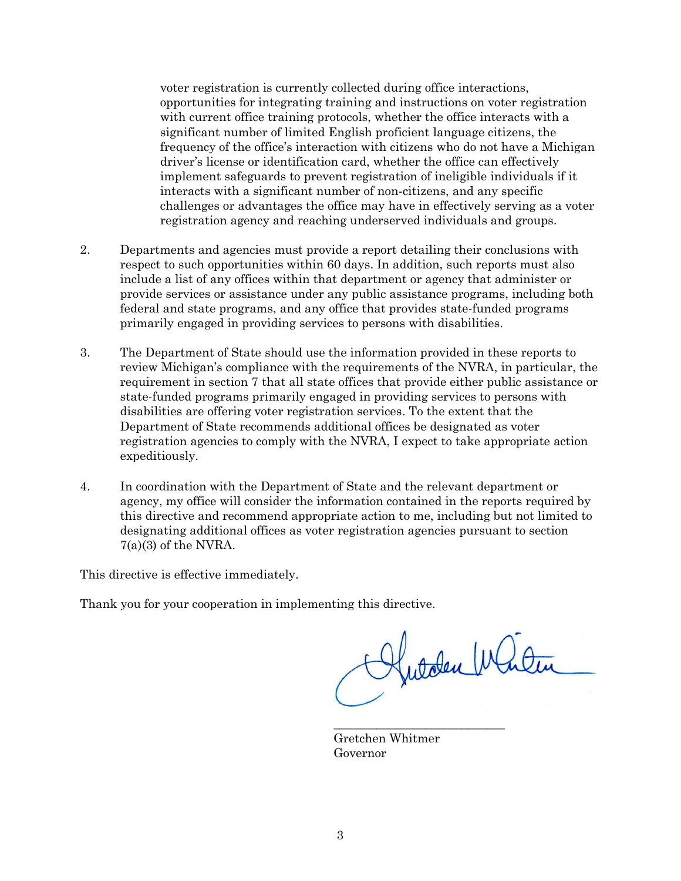voter registration is currently collected during office interactions, opportunities for integrating training and instructions on voter registration with current office training protocols, whether the office interacts with a significant number of limited English proficient language citizens, the frequency of the office's interaction with citizens who do not have a Michigan driver's license or identification card, whether the office can effectively implement safeguards to prevent registration of ineligible individuals if it interacts with a significant number of non-citizens, and any specific challenges or advantages the office may have in effectively serving as a voter registration agency and reaching underserved individuals and groups.

2. Departments and agencies must provide a report detailing their conclusions with respect to such opportunities within 60 days. In addition, such reports must also include a list of any offices within that department or agency that administer or provide services or assistance under any public assistance programs, including both federal and state programs, and any office that provides state-funded programs primarily engaged in providing services to persons with disabilities.

3. The Department of State should use the information provided in these reports to review Michigan's compliance with the requirements of the NVRA, in particular, the requirement in section 7 that all state offices that provide either public assistance or state-funded programs primarily engaged in providing services to persons with disabilities are offering voter registration services. To the extent that the Department of State recommends additional offices be designated as voter registration agencies to comply with the NVRA, I expect to take appropriate action expeditiously.

4. In coordination with the Department of State and the relevant department or agency, my office will consider the information contained in the reports required by this directive and recommend appropriate action to me, including but not limited to designating additional offices as voter registration agencies pursuant to section 7(a)(3) of the NVRA.

This directive is effective immediately.

Thank you for your cooperation in implementing this directive.

Gretchen Whitmer
Governor